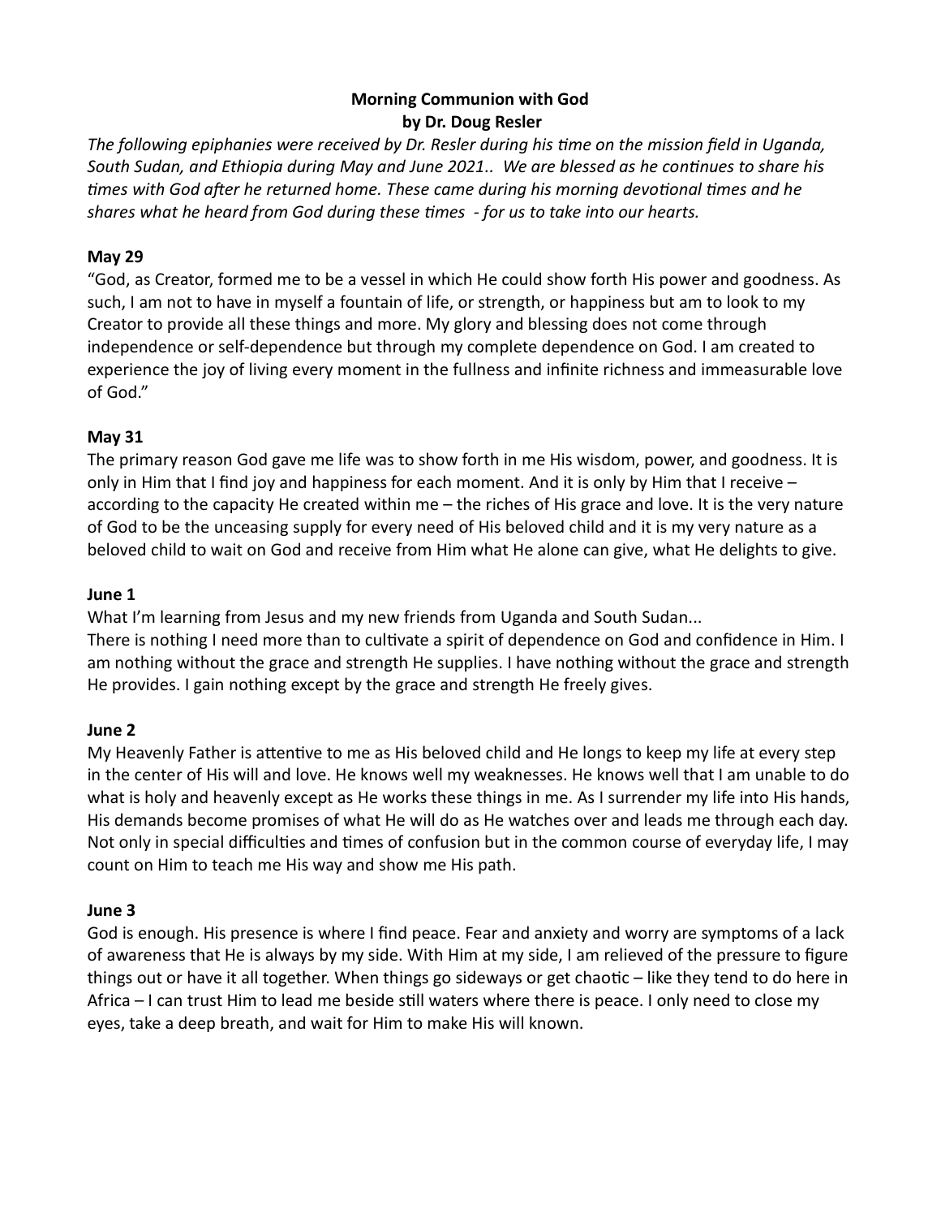# Morning Communion with God
## by Dr. Doug Resler

*The following epiphanies were received by Dr. Resler during his time on the mission field in Uganda, South Sudan, and Ethiopia during May and June 2021.. We are blessed as he continues to share his times with God after he returned home. These came during his morning devotional times and he shares what he heard from God during these times - for us to take into our hearts.*

### May 29

"God, as Creator, formed me to be a vessel in which He could show forth His power and goodness. As such, I am not to have in myself a fountain of life, or strength, or happiness but am to look to my Creator to provide all these things and more. My glory and blessing does not come through independence or self-dependence but through my complete dependence on God. I am created to experience the joy of living every moment in the fullness and infinite richness and immeasurable love of God."

### May 31

The primary reason God gave me life was to show forth in me His wisdom, power, and goodness. It is only in Him that I find joy and happiness for each moment. And it is only by Him that I receive – according to the capacity He created within me – the riches of His grace and love. It is the very nature of God to be the unceasing supply for every need of His beloved child and it is my very nature as a beloved child to wait on God and receive from Him what He alone can give, what He delights to give.

### June 1

What I'm learning from Jesus and my new friends from Uganda and South Sudan...
There is nothing I need more than to cultivate a spirit of dependence on God and confidence in Him. I am nothing without the grace and strength He supplies. I have nothing without the grace and strength He provides. I gain nothing except by the grace and strength He freely gives.

### June 2

My Heavenly Father is attentive to me as His beloved child and He longs to keep my life at every step in the center of His will and love. He knows well my weaknesses. He knows well that I am unable to do what is holy and heavenly except as He works these things in me. As I surrender my life into His hands, His demands become promises of what He will do as He watches over and leads me through each day. Not only in special difficulties and times of confusion but in the common course of everyday life, I may count on Him to teach me His way and show me His path.

### June 3

God is enough. His presence is where I find peace. Fear and anxiety and worry are symptoms of a lack of awareness that He is always by my side. With Him at my side, I am relieved of the pressure to figure things out or have it all together. When things go sideways or get chaotic – like they tend to do here in Africa – I can trust Him to lead me beside still waters where there is peace. I only need to close my eyes, take a deep breath, and wait for Him to make His will known.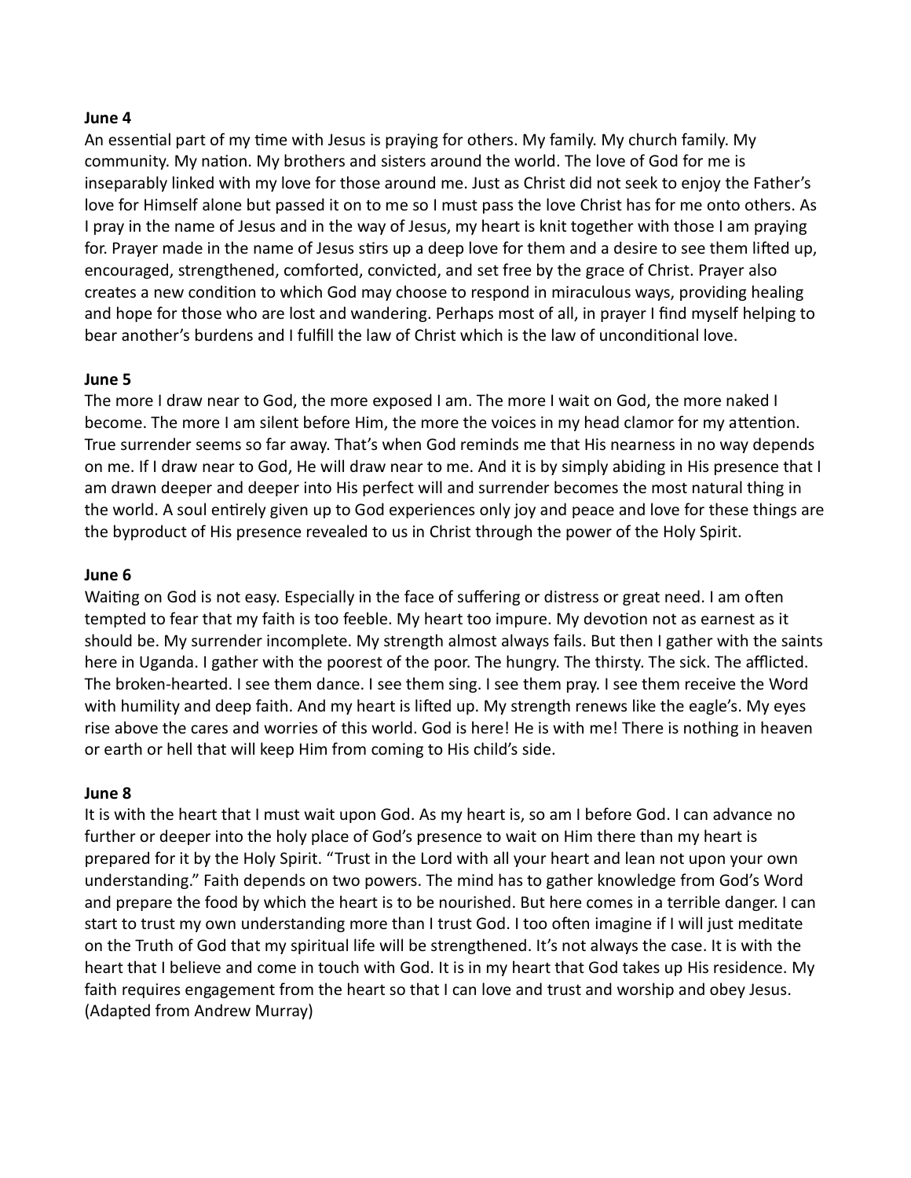**June 4**

An essential part of my time with Jesus is praying for others. My family. My church family. My community. My nation. My brothers and sisters around the world. The love of God for me is inseparably linked with my love for those around me. Just as Christ did not seek to enjoy the Father's love for Himself alone but passed it on to me so I must pass the love Christ has for me onto others. As I pray in the name of Jesus and in the way of Jesus, my heart is knit together with those I am praying for. Prayer made in the name of Jesus stirs up a deep love for them and a desire to see them lifted up, encouraged, strengthened, comforted, convicted, and set free by the grace of Christ. Prayer also creates a new condition to which God may choose to respond in miraculous ways, providing healing and hope for those who are lost and wandering. Perhaps most of all, in prayer I find myself helping to bear another's burdens and I fulfill the law of Christ which is the law of unconditional love.

**June 5**

The more I draw near to God, the more exposed I am. The more I wait on God, the more naked I become. The more I am silent before Him, the more the voices in my head clamor for my attention. True surrender seems so far away. That's when God reminds me that His nearness in no way depends on me. If I draw near to God, He will draw near to me. And it is by simply abiding in His presence that I am drawn deeper and deeper into His perfect will and surrender becomes the most natural thing in the world. A soul entirely given up to God experiences only joy and peace and love for these things are the byproduct of His presence revealed to us in Christ through the power of the Holy Spirit.

**June 6**

Waiting on God is not easy. Especially in the face of suffering or distress or great need. I am often tempted to fear that my faith is too feeble. My heart too impure. My devotion not as earnest as it should be. My surrender incomplete. My strength almost always fails. But then I gather with the saints here in Uganda. I gather with the poorest of the poor. The hungry. The thirsty. The sick. The afflicted. The broken-hearted. I see them dance. I see them sing. I see them pray. I see them receive the Word with humility and deep faith. And my heart is lifted up. My strength renews like the eagle's. My eyes rise above the cares and worries of this world. God is here! He is with me! There is nothing in heaven or earth or hell that will keep Him from coming to His child's side.

**June 8**

It is with the heart that I must wait upon God. As my heart is, so am I before God. I can advance no further or deeper into the holy place of God's presence to wait on Him there than my heart is prepared for it by the Holy Spirit. "Trust in the Lord with all your heart and lean not upon your own understanding." Faith depends on two powers. The mind has to gather knowledge from God's Word and prepare the food by which the heart is to be nourished. But here comes in a terrible danger. I can start to trust my own understanding more than I trust God. I too often imagine if I will just meditate on the Truth of God that my spiritual life will be strengthened. It's not always the case. It is with the heart that I believe and come in touch with God. It is in my heart that God takes up His residence. My faith requires engagement from the heart so that I can love and trust and worship and obey Jesus. (Adapted from Andrew Murray)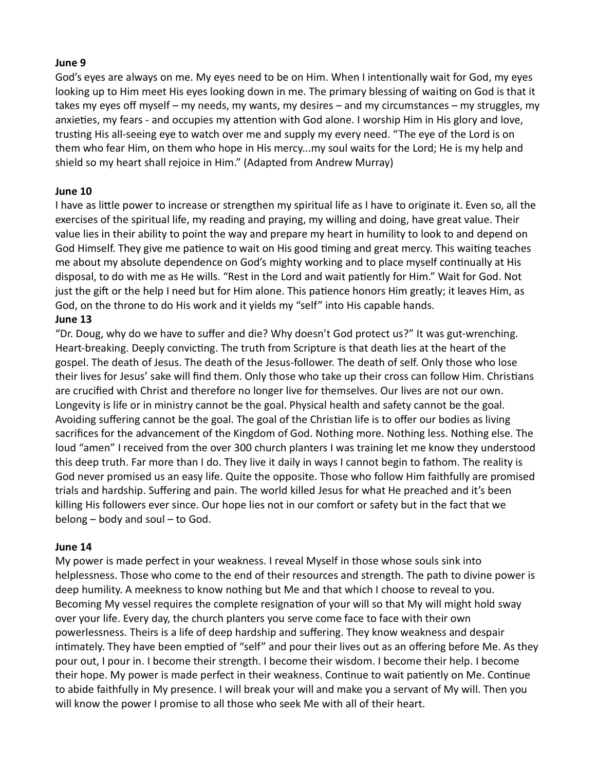**June 9**

God's eyes are always on me. My eyes need to be on Him. When I intentionally wait for God, my eyes looking up to Him meet His eyes looking down in me. The primary blessing of waiting on God is that it takes my eyes off myself – my needs, my wants, my desires – and my circumstances – my struggles, my anxieties, my fears - and occupies my attention with God alone. I worship Him in His glory and love, trusting His all-seeing eye to watch over me and supply my every need. "The eye of the Lord is on them who fear Him, on them who hope in His mercy...my soul waits for the Lord; He is my help and shield so my heart shall rejoice in Him." (Adapted from Andrew Murray)

**June 10**

I have as little power to increase or strengthen my spiritual life as I have to originate it. Even so, all the exercises of the spiritual life, my reading and praying, my willing and doing, have great value. Their value lies in their ability to point the way and prepare my heart in humility to look to and depend on God Himself. They give me patience to wait on His good timing and great mercy. This waiting teaches me about my absolute dependence on God's mighty working and to place myself continually at His disposal, to do with me as He wills. "Rest in the Lord and wait patiently for Him." Wait for God. Not just the gift or the help I need but for Him alone. This patience honors Him greatly; it leaves Him, as God, on the throne to do His work and it yields my "self" into His capable hands.

**June 13**

"Dr. Doug, why do we have to suffer and die? Why doesn't God protect us?" It was gut-wrenching. Heart-breaking. Deeply convicting. The truth from Scripture is that death lies at the heart of the gospel. The death of Jesus. The death of the Jesus-follower. The death of self. Only those who lose their lives for Jesus' sake will find them. Only those who take up their cross can follow Him. Christians are crucified with Christ and therefore no longer live for themselves. Our lives are not our own. Longevity is life or in ministry cannot be the goal. Physical health and safety cannot be the goal. Avoiding suffering cannot be the goal. The goal of the Christian life is to offer our bodies as living sacrifices for the advancement of the Kingdom of God. Nothing more. Nothing less. Nothing else. The loud "amen" I received from the over 300 church planters I was training let me know they understood this deep truth. Far more than I do. They live it daily in ways I cannot begin to fathom. The reality is God never promised us an easy life. Quite the opposite. Those who follow Him faithfully are promised trials and hardship. Suffering and pain. The world killed Jesus for what He preached and it's been killing His followers ever since. Our hope lies not in our comfort or safety but in the fact that we belong – body and soul – to God.

**June 14**

My power is made perfect in your weakness. I reveal Myself in those whose souls sink into helplessness. Those who come to the end of their resources and strength. The path to divine power is deep humility. A meekness to know nothing but Me and that which I choose to reveal to you. Becoming My vessel requires the complete resignation of your will so that My will might hold sway over your life. Every day, the church planters you serve come face to face with their own powerlessness. Theirs is a life of deep hardship and suffering. They know weakness and despair intimately. They have been emptied of "self" and pour their lives out as an offering before Me. As they pour out, I pour in. I become their strength. I become their wisdom. I become their help. I become their hope. My power is made perfect in their weakness. Continue to wait patiently on Me. Continue to abide faithfully in My presence. I will break your will and make you a servant of My will. Then you will know the power I promise to all those who seek Me with all of their heart.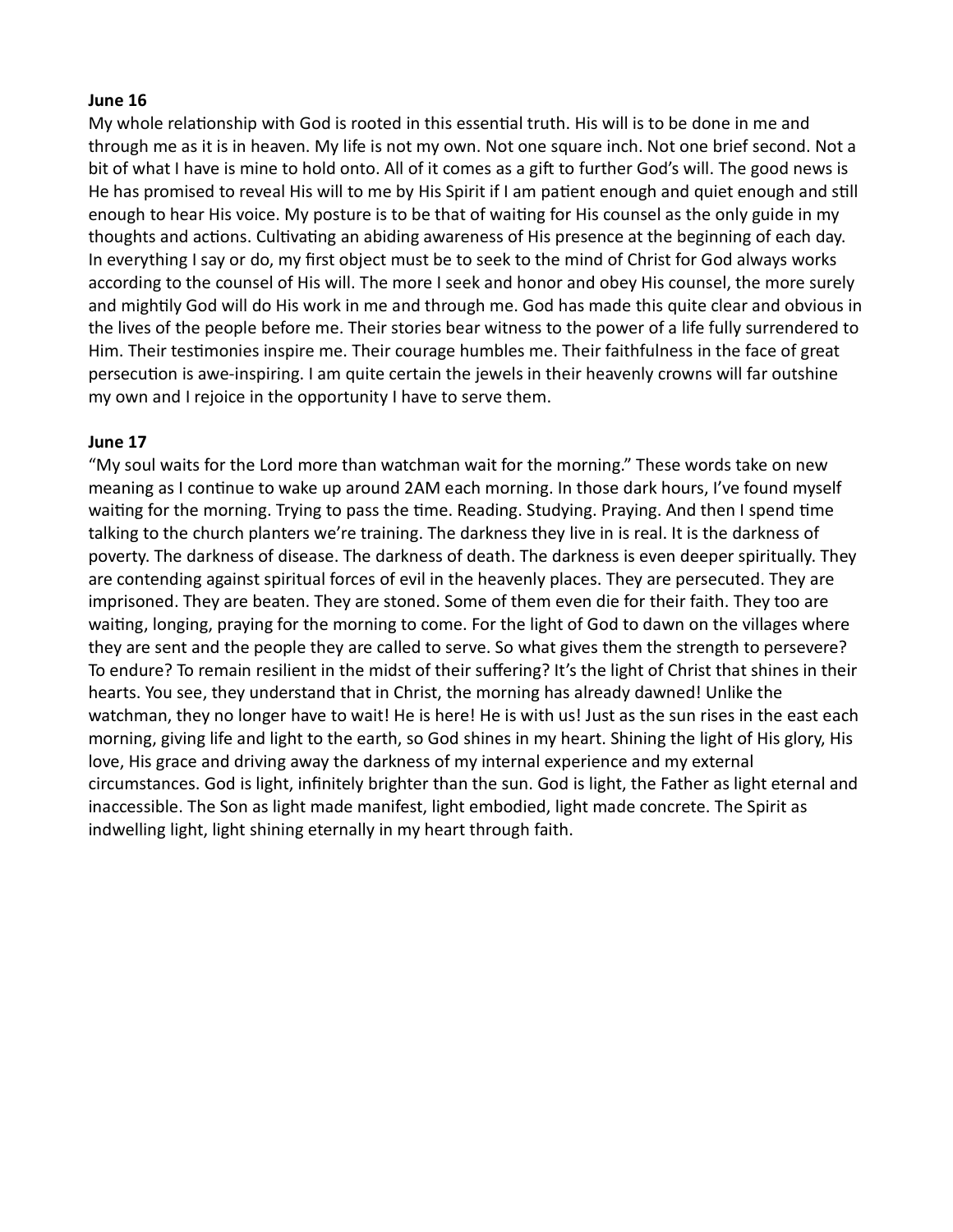**June 16**

My whole relationship with God is rooted in this essential truth. His will is to be done in me and through me as it is in heaven. My life is not my own. Not one square inch. Not one brief second. Not a bit of what I have is mine to hold onto. All of it comes as a gift to further God's will. The good news is He has promised to reveal His will to me by His Spirit if I am patient enough and quiet enough and still enough to hear His voice. My posture is to be that of waiting for His counsel as the only guide in my thoughts and actions. Cultivating an abiding awareness of His presence at the beginning of each day. In everything I say or do, my first object must be to seek to the mind of Christ for God always works according to the counsel of His will. The more I seek and honor and obey His counsel, the more surely and mightily God will do His work in me and through me. God has made this quite clear and obvious in the lives of the people before me. Their stories bear witness to the power of a life fully surrendered to Him. Their testimonies inspire me. Their courage humbles me. Their faithfulness in the face of great persecution is awe-inspiring. I am quite certain the jewels in their heavenly crowns will far outshine my own and I rejoice in the opportunity I have to serve them.

**June 17**

"My soul waits for the Lord more than watchman wait for the morning." These words take on new meaning as I continue to wake up around 2AM each morning. In those dark hours, I've found myself waiting for the morning. Trying to pass the time. Reading. Studying. Praying. And then I spend time talking to the church planters we're training. The darkness they live in is real. It is the darkness of poverty. The darkness of disease. The darkness of death. The darkness is even deeper spiritually. They are contending against spiritual forces of evil in the heavenly places. They are persecuted. They are imprisoned. They are beaten. They are stoned. Some of them even die for their faith. They too are waiting, longing, praying for the morning to come. For the light of God to dawn on the villages where they are sent and the people they are called to serve. So what gives them the strength to persevere? To endure? To remain resilient in the midst of their suffering? It's the light of Christ that shines in their hearts. You see, they understand that in Christ, the morning has already dawned! Unlike the watchman, they no longer have to wait! He is here! He is with us! Just as the sun rises in the east each morning, giving life and light to the earth, so God shines in my heart. Shining the light of His glory, His love, His grace and driving away the darkness of my internal experience and my external circumstances. God is light, infinitely brighter than the sun. God is light, the Father as light eternal and inaccessible. The Son as light made manifest, light embodied, light made concrete. The Spirit as indwelling light, light shining eternally in my heart through faith.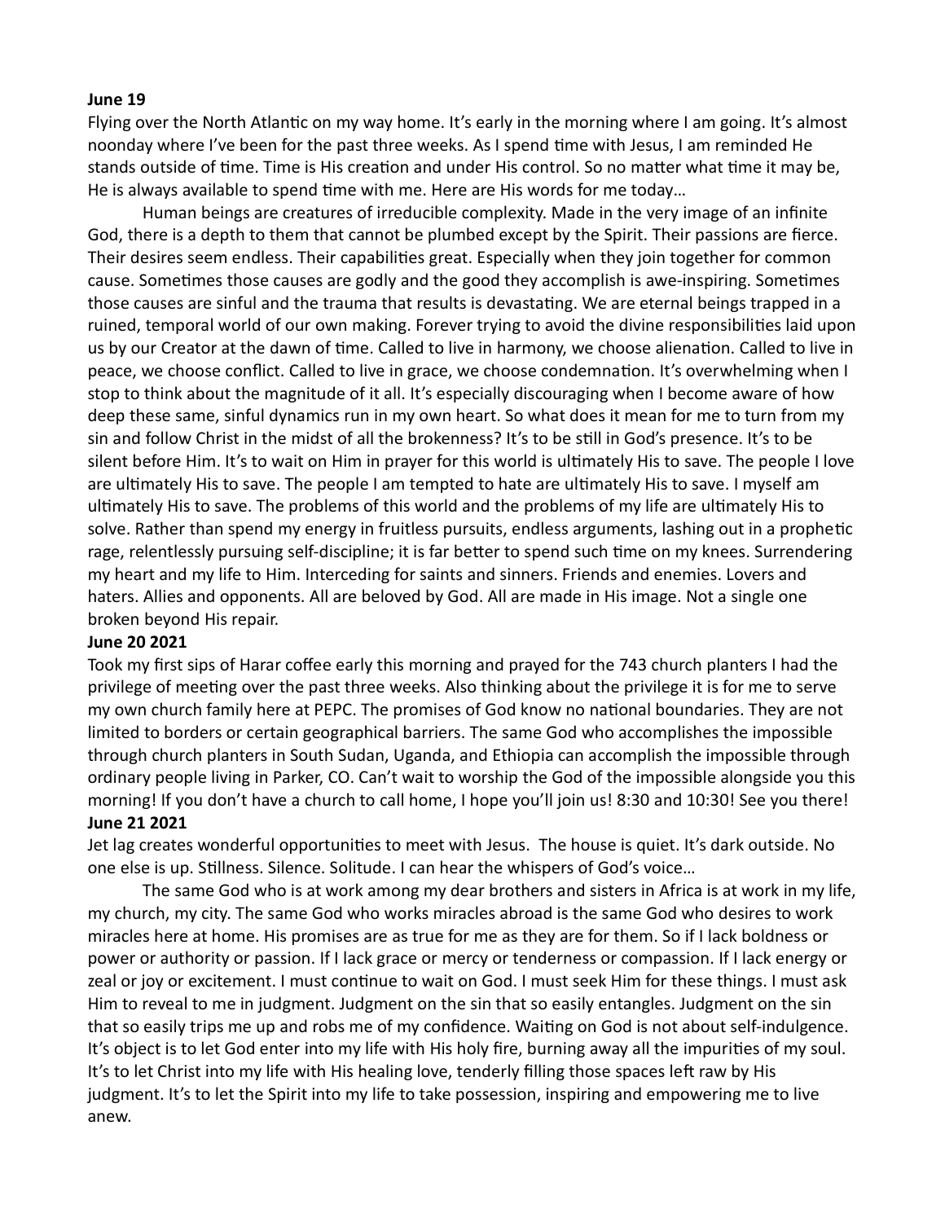**June 19**

Flying over the North Atlantic on my way home. It's early in the morning where I am going. It's almost noonday where I've been for the past three weeks. As I spend time with Jesus, I am reminded He stands outside of time. Time is His creation and under His control. So no matter what time it may be, He is always available to spend time with me. Here are His words for me today…

Human beings are creatures of irreducible complexity. Made in the very image of an infinite God, there is a depth to them that cannot be plumbed except by the Spirit. Their passions are fierce. Their desires seem endless. Their capabilities great. Especially when they join together for common cause. Sometimes those causes are godly and the good they accomplish is awe-inspiring. Sometimes those causes are sinful and the trauma that results is devastating. We are eternal beings trapped in a ruined, temporal world of our own making. Forever trying to avoid the divine responsibilities laid upon us by our Creator at the dawn of time. Called to live in harmony, we choose alienation. Called to live in peace, we choose conflict. Called to live in grace, we choose condemnation. It's overwhelming when I stop to think about the magnitude of it all. It's especially discouraging when I become aware of how deep these same, sinful dynamics run in my own heart. So what does it mean for me to turn from my sin and follow Christ in the midst of all the brokenness? It's to be still in God's presence. It's to be silent before Him. It's to wait on Him in prayer for this world is ultimately His to save. The people I love are ultimately His to save. The people I am tempted to hate are ultimately His to save. I myself am ultimately His to save. The problems of this world and the problems of my life are ultimately His to solve. Rather than spend my energy in fruitless pursuits, endless arguments, lashing out in a prophetic rage, relentlessly pursuing self-discipline; it is far better to spend such time on my knees. Surrendering my heart and my life to Him. Interceding for saints and sinners. Friends and enemies. Lovers and haters. Allies and opponents. All are beloved by God. All are made in His image. Not a single one broken beyond His repair.

**June 20 2021**

Took my first sips of Harar coffee early this morning and prayed for the 743 church planters I had the privilege of meeting over the past three weeks. Also thinking about the privilege it is for me to serve my own church family here at PEPC. The promises of God know no national boundaries. They are not limited to borders or certain geographical barriers. The same God who accomplishes the impossible through church planters in South Sudan, Uganda, and Ethiopia can accomplish the impossible through ordinary people living in Parker, CO. Can't wait to worship the God of the impossible alongside you this morning! If you don't have a church to call home, I hope you'll join us! 8:30 and 10:30! See you there!

**June 21 2021**

Jet lag creates wonderful opportunities to meet with Jesus. The house is quiet. It's dark outside. No one else is up. Stillness. Silence. Solitude. I can hear the whispers of God's voice…

The same God who is at work among my dear brothers and sisters in Africa is at work in my life, my church, my city. The same God who works miracles abroad is the same God who desires to work miracles here at home. His promises are as true for me as they are for them. So if I lack boldness or power or authority or passion. If I lack grace or mercy or tenderness or compassion. If I lack energy or zeal or joy or excitement. I must continue to wait on God. I must seek Him for these things. I must ask Him to reveal to me in judgment. Judgment on the sin that so easily entangles. Judgment on the sin that so easily trips me up and robs me of my confidence. Waiting on God is not about self-indulgence. It's object is to let God enter into my life with His holy fire, burning away all the impurities of my soul. It's to let Christ into my life with His healing love, tenderly filling those spaces left raw by His judgment. It's to let the Spirit into my life to take possession, inspiring and empowering me to live anew.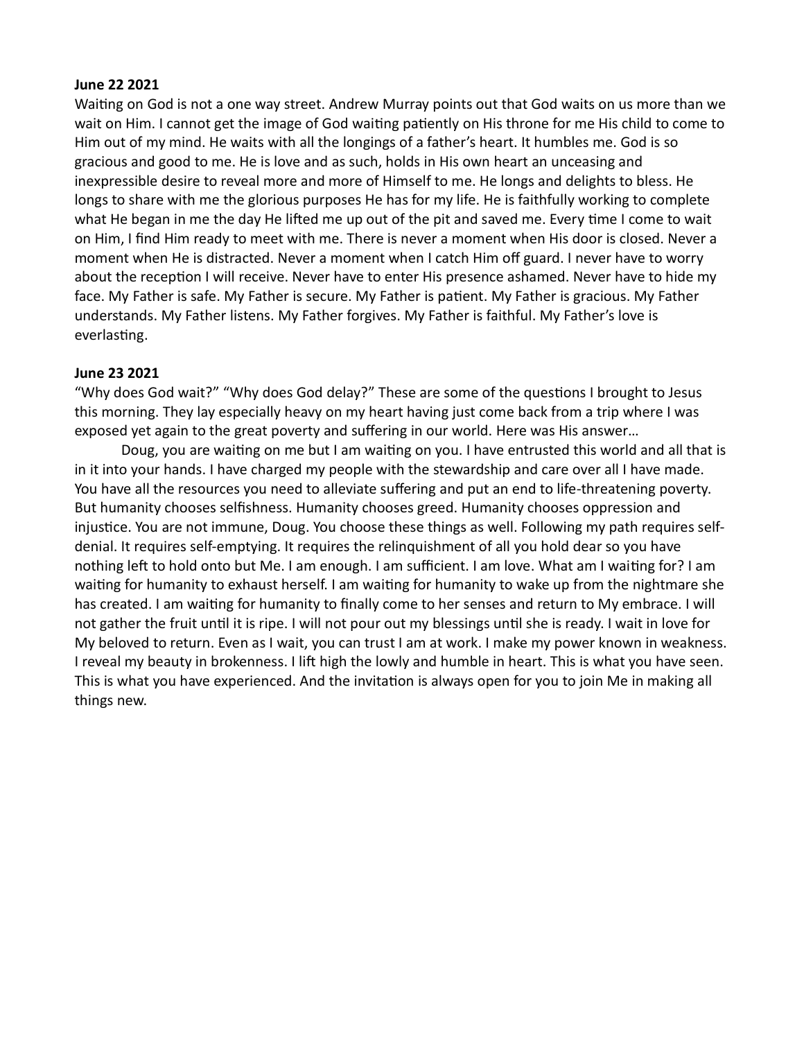**June 22 2021**

Waiting on God is not a one way street. Andrew Murray points out that God waits on us more than we wait on Him. I cannot get the image of God waiting patiently on His throne for me His child to come to Him out of my mind. He waits with all the longings of a father's heart. It humbles me. God is so gracious and good to me. He is love and as such, holds in His own heart an unceasing and inexpressible desire to reveal more and more of Himself to me. He longs and delights to bless. He longs to share with me the glorious purposes He has for my life. He is faithfully working to complete what He began in me the day He lifted me up out of the pit and saved me. Every time I come to wait on Him, I find Him ready to meet with me. There is never a moment when His door is closed. Never a moment when He is distracted. Never a moment when I catch Him off guard. I never have to worry about the reception I will receive. Never have to enter His presence ashamed. Never have to hide my face. My Father is safe. My Father is secure. My Father is patient. My Father is gracious. My Father understands. My Father listens. My Father forgives. My Father is faithful. My Father's love is everlasting.

**June 23 2021**

"Why does God wait?" "Why does God delay?" These are some of the questions I brought to Jesus this morning. They lay especially heavy on my heart having just come back from a trip where I was exposed yet again to the great poverty and suffering in our world. Here was His answer…

Doug, you are waiting on me but I am waiting on you. I have entrusted this world and all that is in it into your hands. I have charged my people with the stewardship and care over all I have made. You have all the resources you need to alleviate suffering and put an end to life-threatening poverty. But humanity chooses selfishness. Humanity chooses greed. Humanity chooses oppression and injustice. You are not immune, Doug. You choose these things as well. Following my path requires self-denial. It requires self-emptying. It requires the relinquishment of all you hold dear so you have nothing left to hold onto but Me. I am enough. I am sufficient. I am love. What am I waiting for? I am waiting for humanity to exhaust herself. I am waiting for humanity to wake up from the nightmare she has created. I am waiting for humanity to finally come to her senses and return to My embrace. I will not gather the fruit until it is ripe. I will not pour out my blessings until she is ready. I wait in love for My beloved to return. Even as I wait, you can trust I am at work. I make my power known in weakness. I reveal my beauty in brokenness. I lift high the lowly and humble in heart. This is what you have seen. This is what you have experienced. And the invitation is always open for you to join Me in making all things new.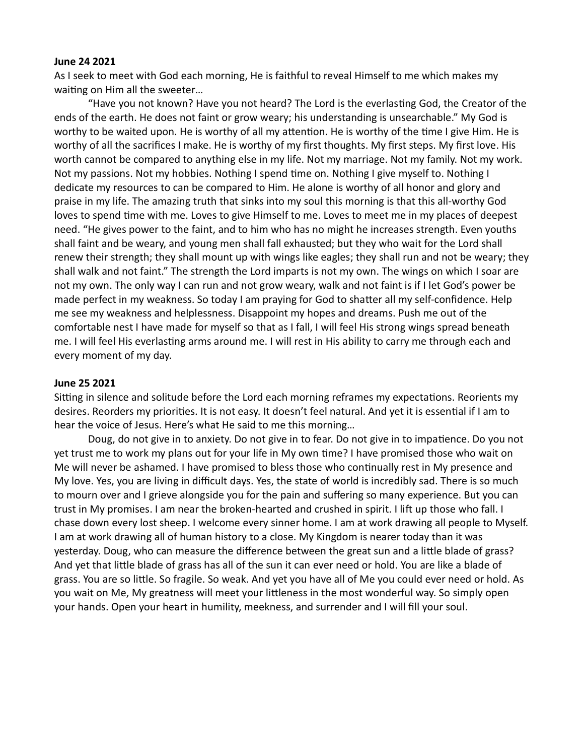**June 24 2021**

As I seek to meet with God each morning, He is faithful to reveal Himself to me which makes my waiting on Him all the sweeter…

“Have you not known? Have you not heard? The Lord is the everlasting God, the Creator of the ends of the earth. He does not faint or grow weary; his understanding is unsearchable.” My God is worthy to be waited upon. He is worthy of all my attention. He is worthy of the time I give Him. He is worthy of all the sacrifices I make. He is worthy of my first thoughts. My first steps. My first love. His worth cannot be compared to anything else in my life. Not my marriage. Not my family. Not my work. Not my passions. Not my hobbies. Nothing I spend time on. Nothing I give myself to. Nothing I dedicate my resources to can be compared to Him. He alone is worthy of all honor and glory and praise in my life. The amazing truth that sinks into my soul this morning is that this all-worthy God loves to spend time with me. Loves to give Himself to me. Loves to meet me in my places of deepest need. “He gives power to the faint, and to him who has no might he increases strength. Even youths shall faint and be weary, and young men shall fall exhausted; but they who wait for the Lord shall renew their strength; they shall mount up with wings like eagles; they shall run and not be weary; they shall walk and not faint.” The strength the Lord imparts is not my own. The wings on which I soar are not my own. The only way I can run and not grow weary, walk and not faint is if I let God’s power be made perfect in my weakness. So today I am praying for God to shatter all my self-confidence. Help me see my weakness and helplessness. Disappoint my hopes and dreams. Push me out of the comfortable nest I have made for myself so that as I fall, I will feel His strong wings spread beneath me. I will feel His everlasting arms around me. I will rest in His ability to carry me through each and every moment of my day.

**June 25 2021**

Sitting in silence and solitude before the Lord each morning reframes my expectations. Reorients my desires. Reorders my priorities. It is not easy. It doesn’t feel natural. And yet it is essential if I am to hear the voice of Jesus. Here’s what He said to me this morning…

Doug, do not give in to anxiety. Do not give in to fear. Do not give in to impatience. Do you not yet trust me to work my plans out for your life in My own time? I have promised those who wait on Me will never be ashamed. I have promised to bless those who continually rest in My presence and My love. Yes, you are living in difficult days. Yes, the state of world is incredibly sad. There is so much to mourn over and I grieve alongside you for the pain and suffering so many experience. But you can trust in My promises. I am near the broken-hearted and crushed in spirit. I lift up those who fall. I chase down every lost sheep. I welcome every sinner home. I am at work drawing all people to Myself. I am at work drawing all of human history to a close. My Kingdom is nearer today than it was yesterday. Doug, who can measure the difference between the great sun and a little blade of grass? And yet that little blade of grass has all of the sun it can ever need or hold. You are like a blade of grass. You are so little. So fragile. So weak. And yet you have all of Me you could ever need or hold. As you wait on Me, My greatness will meet your littleness in the most wonderful way. So simply open your hands. Open your heart in humility, meekness, and surrender and I will fill your soul.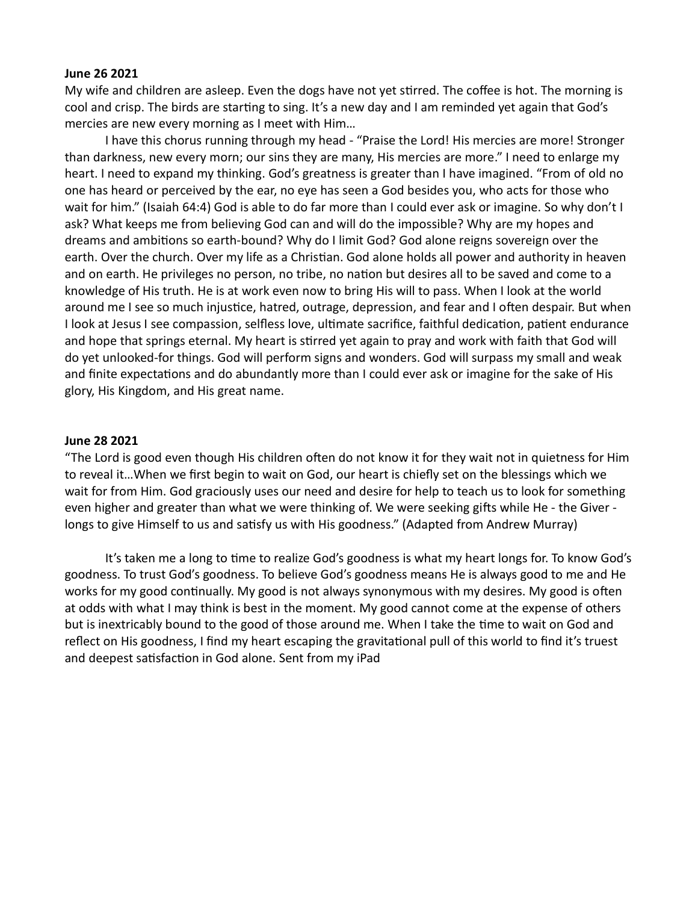**June 26 2021**

My wife and children are asleep. Even the dogs have not yet stirred. The coffee is hot. The morning is cool and crisp. The birds are starting to sing. It's a new day and I am reminded yet again that God's mercies are new every morning as I meet with Him…

I have this chorus running through my head - "Praise the Lord! His mercies are more! Stronger than darkness, new every morn; our sins they are many, His mercies are more." I need to enlarge my heart. I need to expand my thinking. God's greatness is greater than I have imagined. "From of old no one has heard or perceived by the ear, no eye has seen a God besides you, who acts for those who wait for him." (Isaiah 64:4) God is able to do far more than I could ever ask or imagine. So why don't I ask? What keeps me from believing God can and will do the impossible? Why are my hopes and dreams and ambitions so earth-bound? Why do I limit God? God alone reigns sovereign over the earth. Over the church. Over my life as a Christian. God alone holds all power and authority in heaven and on earth. He privileges no person, no tribe, no nation but desires all to be saved and come to a knowledge of His truth. He is at work even now to bring His will to pass. When I look at the world around me I see so much injustice, hatred, outrage, depression, and fear and I often despair. But when I look at Jesus I see compassion, selfless love, ultimate sacrifice, faithful dedication, patient endurance and hope that springs eternal. My heart is stirred yet again to pray and work with faith that God will do yet unlooked-for things. God will perform signs and wonders. God will surpass my small and weak and finite expectations and do abundantly more than I could ever ask or imagine for the sake of His glory, His Kingdom, and His great name.

**June 28 2021**

"The Lord is good even though His children often do not know it for they wait not in quietness for Him to reveal it…When we first begin to wait on God, our heart is chiefly set on the blessings which we wait for from Him. God graciously uses our need and desire for help to teach us to look for something even higher and greater than what we were thinking of. We were seeking gifts while He - the Giver - longs to give Himself to us and satisfy us with His goodness." (Adapted from Andrew Murray)

It's taken me a long to time to realize God's goodness is what my heart longs for. To know God's goodness. To trust God's goodness. To believe God's goodness means He is always good to me and He works for my good continually. My good is not always synonymous with my desires. My good is often at odds with what I may think is best in the moment. My good cannot come at the expense of others but is inextricably bound to the good of those around me. When I take the time to wait on God and reflect on His goodness, I find my heart escaping the gravitational pull of this world to find it's truest and deepest satisfaction in God alone. Sent from my iPad